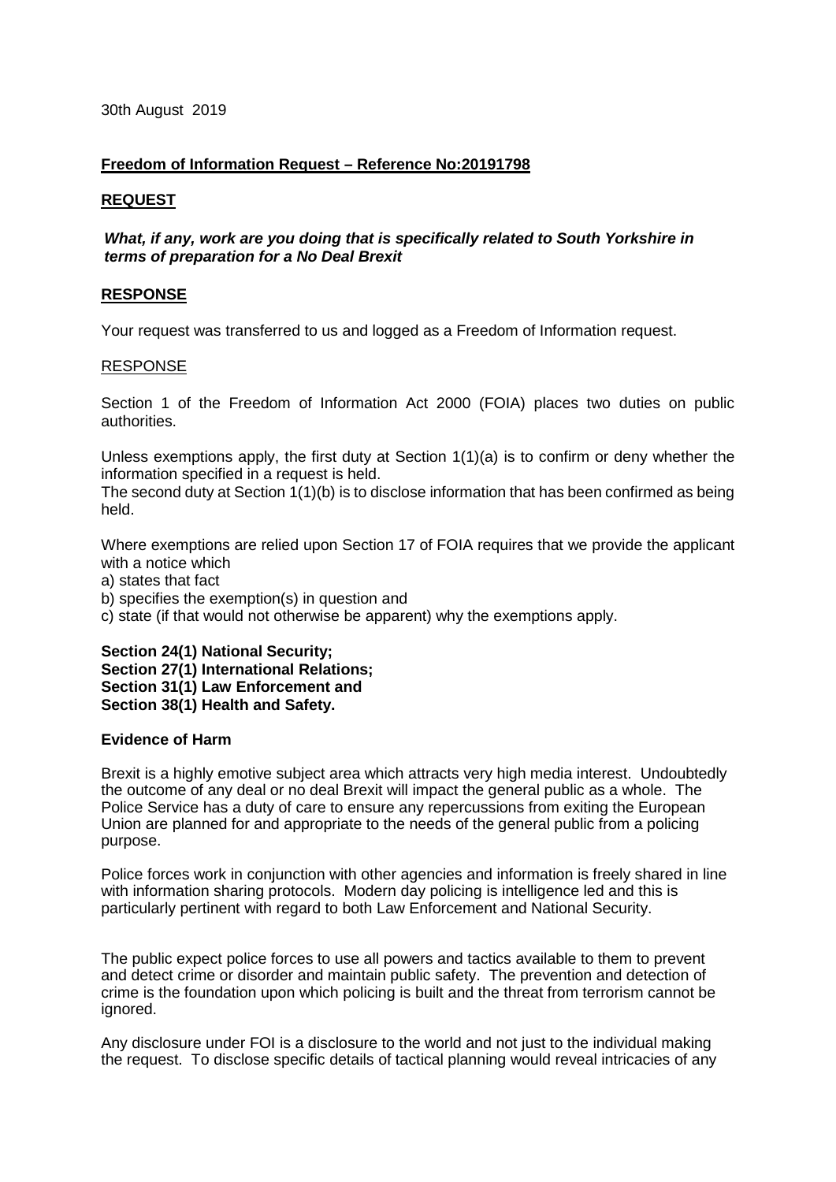30th August 2019

**Freedom of Information Request – Reference No:20191798**

**REQUEST**

***What, if any, work are you doing that is specifically related to South Yorkshire in terms of preparation for a No Deal Brexit***

**RESPONSE**

Your request was transferred to us and logged as a Freedom of Information request.

RESPONSE

Section 1 of the Freedom of Information Act 2000 (FOIA) places two duties on public authorities.

Unless exemptions apply, the first duty at Section 1(1)(a) is to confirm or deny whether the information specified in a request is held.
The second duty at Section 1(1)(b) is to disclose information that has been confirmed as being held.

Where exemptions are relied upon Section 17 of FOIA requires that we provide the applicant with a notice which
a) states that fact
b) specifies the exemption(s) in question and
c) state (if that would not otherwise be apparent) why the exemptions apply.

**Section 24(1) National Security;**
**Section 27(1) International Relations;**
**Section 31(1) Law Enforcement and**
**Section 38(1) Health and Safety.**

**Evidence of Harm**

Brexit is a highly emotive subject area which attracts very high media interest. Undoubtedly the outcome of any deal or no deal Brexit will impact the general public as a whole. The Police Service has a duty of care to ensure any repercussions from exiting the European Union are planned for and appropriate to the needs of the general public from a policing purpose.

Police forces work in conjunction with other agencies and information is freely shared in line with information sharing protocols. Modern day policing is intelligence led and this is particularly pertinent with regard to both Law Enforcement and National Security.

The public expect police forces to use all powers and tactics available to them to prevent and detect crime or disorder and maintain public safety. The prevention and detection of crime is the foundation upon which policing is built and the threat from terrorism cannot be ignored.

Any disclosure under FOI is a disclosure to the world and not just to the individual making the request. To disclose specific details of tactical planning would reveal intricacies of any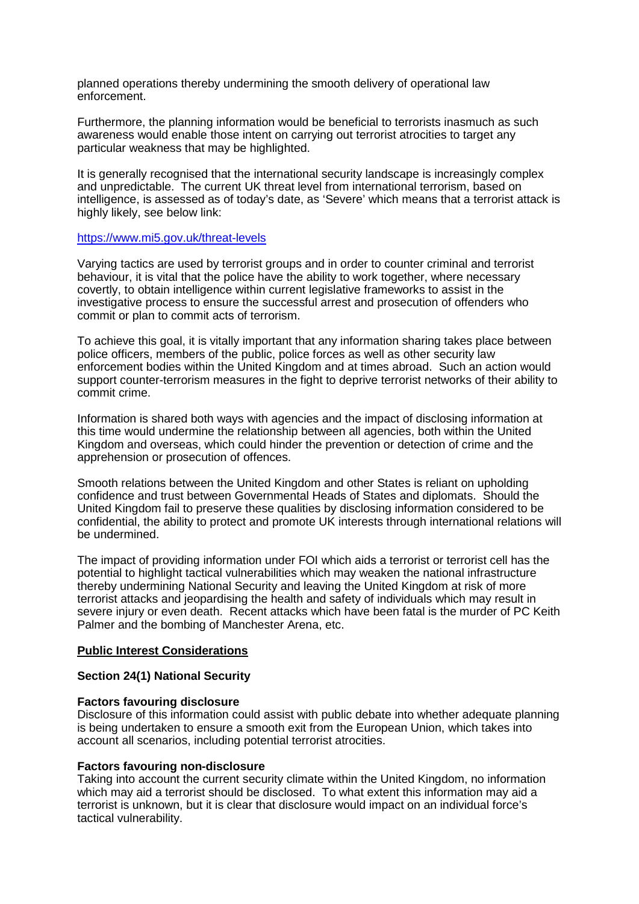planned operations thereby undermining the smooth delivery of operational law enforcement.

Furthermore, the planning information would be beneficial to terrorists inasmuch as such awareness would enable those intent on carrying out terrorist atrocities to target any particular weakness that may be highlighted.

It is generally recognised that the international security landscape is increasingly complex and unpredictable. The current UK threat level from international terrorism, based on intelligence, is assessed as of today's date, as 'Severe' which means that a terrorist attack is highly likely, see below link:

https://www.mi5.gov.uk/threat-levels

Varying tactics are used by terrorist groups and in order to counter criminal and terrorist behaviour, it is vital that the police have the ability to work together, where necessary covertly, to obtain intelligence within current legislative frameworks to assist in the investigative process to ensure the successful arrest and prosecution of offenders who commit or plan to commit acts of terrorism.

To achieve this goal, it is vitally important that any information sharing takes place between police officers, members of the public, police forces as well as other security law enforcement bodies within the United Kingdom and at times abroad. Such an action would support counter-terrorism measures in the fight to deprive terrorist networks of their ability to commit crime.

Information is shared both ways with agencies and the impact of disclosing information at this time would undermine the relationship between all agencies, both within the United Kingdom and overseas, which could hinder the prevention or detection of crime and the apprehension or prosecution of offences.

Smooth relations between the United Kingdom and other States is reliant on upholding confidence and trust between Governmental Heads of States and diplomats. Should the United Kingdom fail to preserve these qualities by disclosing information considered to be confidential, the ability to protect and promote UK interests through international relations will be undermined.

The impact of providing information under FOI which aids a terrorist or terrorist cell has the potential to highlight tactical vulnerabilities which may weaken the national infrastructure thereby undermining National Security and leaving the United Kingdom at risk of more terrorist attacks and jeopardising the health and safety of individuals which may result in severe injury or even death. Recent attacks which have been fatal is the murder of PC Keith Palmer and the bombing of Manchester Arena, etc.

## Public Interest Considerations

### Section 24(1) National Security

**Factors favouring disclosure**

Disclosure of this information could assist with public debate into whether adequate planning is being undertaken to ensure a smooth exit from the European Union, which takes into account all scenarios, including potential terrorist atrocities.

**Factors favouring non-disclosure**

Taking into account the current security climate within the United Kingdom, no information which may aid a terrorist should be disclosed. To what extent this information may aid a terrorist is unknown, but it is clear that disclosure would impact on an individual force's tactical vulnerability.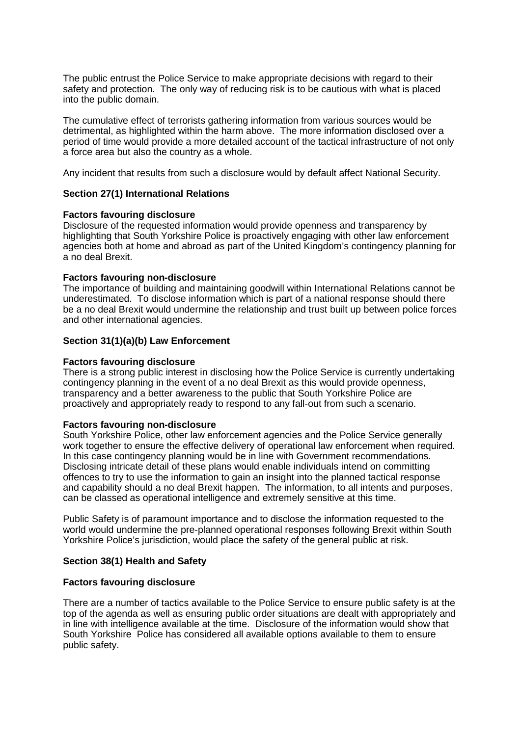The public entrust the Police Service to make appropriate decisions with regard to their safety and protection. The only way of reducing risk is to be cautious with what is placed into the public domain.

The cumulative effect of terrorists gathering information from various sources would be detrimental, as highlighted within the harm above. The more information disclosed over a period of time would provide a more detailed account of the tactical infrastructure of not only a force area but also the country as a whole.

Any incident that results from such a disclosure would by default affect National Security.

**Section 27(1) International Relations**

**Factors favouring disclosure**
Disclosure of the requested information would provide openness and transparency by highlighting that South Yorkshire Police is proactively engaging with other law enforcement agencies both at home and abroad as part of the United Kingdom's contingency planning for a no deal Brexit.

**Factors favouring non-disclosure**
The importance of building and maintaining goodwill within International Relations cannot be underestimated. To disclose information which is part of a national response should there be a no deal Brexit would undermine the relationship and trust built up between police forces and other international agencies.

**Section 31(1)(a)(b) Law Enforcement**

**Factors favouring disclosure**
There is a strong public interest in disclosing how the Police Service is currently undertaking contingency planning in the event of a no deal Brexit as this would provide openness, transparency and a better awareness to the public that South Yorkshire Police are proactively and appropriately ready to respond to any fall-out from such a scenario.

**Factors favouring non-disclosure**
South Yorkshire Police, other law enforcement agencies and the Police Service generally work together to ensure the effective delivery of operational law enforcement when required. In this case contingency planning would be in line with Government recommendations. Disclosing intricate detail of these plans would enable individuals intend on committing offences to try to use the information to gain an insight into the planned tactical response and capability should a no deal Brexit happen. The information, to all intents and purposes, can be classed as operational intelligence and extremely sensitive at this time.

Public Safety is of paramount importance and to disclose the information requested to the world would undermine the pre-planned operational responses following Brexit within South Yorkshire Police's jurisdiction, would place the safety of the general public at risk.

**Section 38(1) Health and Safety**

**Factors favouring disclosure**

There are a number of tactics available to the Police Service to ensure public safety is at the top of the agenda as well as ensuring public order situations are dealt with appropriately and in line with intelligence available at the time. Disclosure of the information would show that South Yorkshire Police has considered all available options available to them to ensure public safety.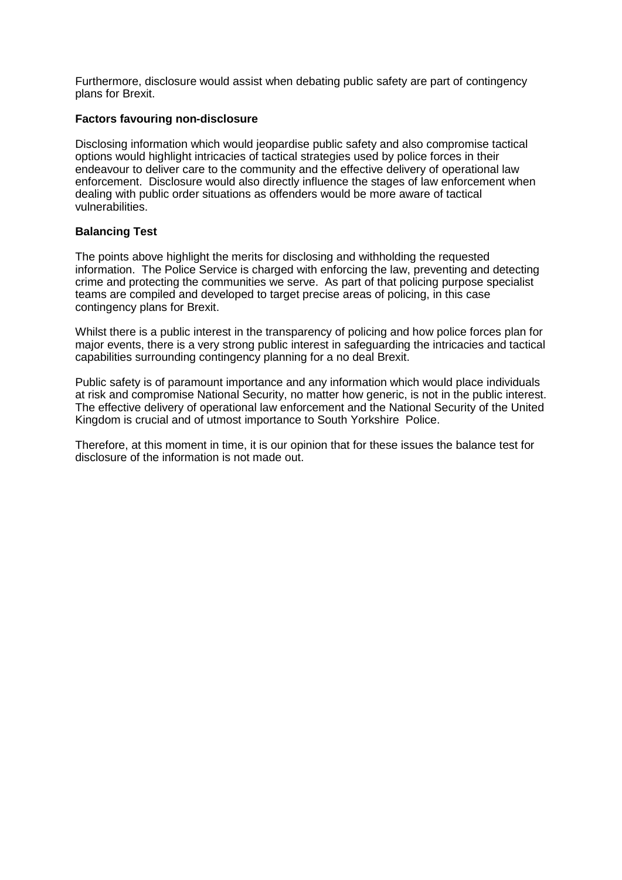Furthermore, disclosure would assist when debating public safety are part of contingency plans for Brexit.

**Factors favouring non-disclosure**

Disclosing information which would jeopardise public safety and also compromise tactical options would highlight intricacies of tactical strategies used by police forces in their endeavour to deliver care to the community and the effective delivery of operational law enforcement. Disclosure would also directly influence the stages of law enforcement when dealing with public order situations as offenders would be more aware of tactical vulnerabilities.

**Balancing Test**

The points above highlight the merits for disclosing and withholding the requested information. The Police Service is charged with enforcing the law, preventing and detecting crime and protecting the communities we serve. As part of that policing purpose specialist teams are compiled and developed to target precise areas of policing, in this case contingency plans for Brexit.

Whilst there is a public interest in the transparency of policing and how police forces plan for major events, there is a very strong public interest in safeguarding the intricacies and tactical capabilities surrounding contingency planning for a no deal Brexit.

Public safety is of paramount importance and any information which would place individuals at risk and compromise National Security, no matter how generic, is not in the public interest. The effective delivery of operational law enforcement and the National Security of the United Kingdom is crucial and of utmost importance to South Yorkshire Police.

Therefore, at this moment in time, it is our opinion that for these issues the balance test for disclosure of the information is not made out.